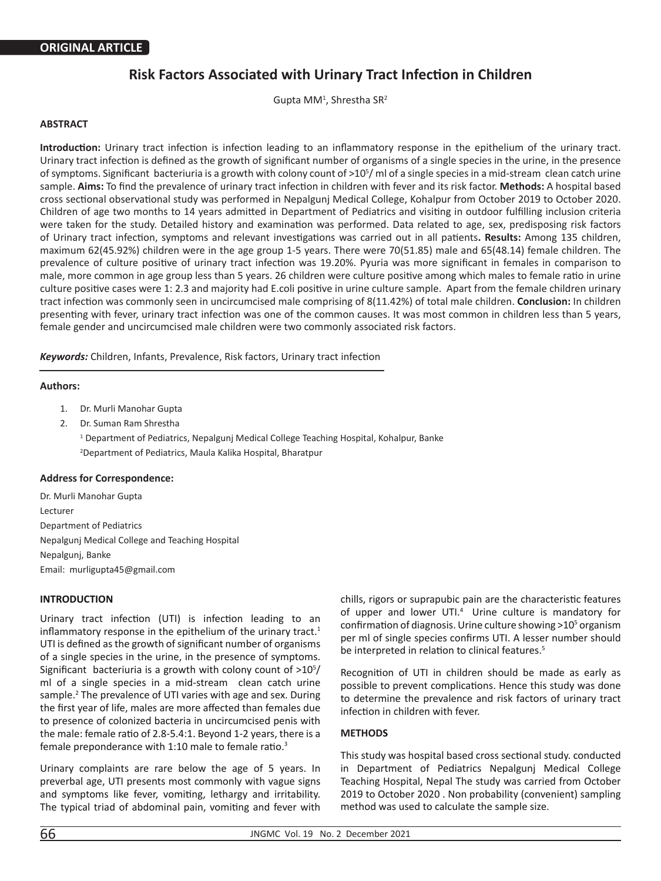**ORIGINAL ARTICLE**

# Risk Factors Associated with Urinary Tract Infection in Children

Gupta MM[1], Shrestha SR[2]

## ABSTRACT

**Introduction:** Urinary tract infection is infection leading to an inflammatory response in the epithelium of the urinary tract. Urinary tract infection is defined as the growth of significant number of organisms of a single species in the urine, in the presence of symptoms. Significant bacteriuria is a growth with colony count of $>10^5$/ ml of a single species in a mid-stream clean catch urine sample. **Aims:** To find the prevalence of urinary tract infection in children with fever and its risk factor. **Methods:** A hospital based cross sectional observational study was performed in Nepalgunj Medical College, Kohalpur from October 2019 to October 2020. Children of age two months to 14 years admitted in Department of Pediatrics and visiting in outdoor fulfilling inclusion criteria were taken for the study. Detailed history and examination was performed. Data related to age, sex, predisposing risk factors of Urinary tract infection, symptoms and relevant investigations was carried out in all patients**. Results:** Among 135 children, maximum 62(45.92%) children were in the age group 1-5 years. There were 70(51.85) male and 65(48.14) female children. The prevalence of culture positive of urinary tract infection was 19.20%. Pyuria was more significant in females in comparison to male, more common in age group less than 5 years. 26 children were culture positive among which males to female ratio in urine culture positive cases were 1: 2.3 and majority had E.coli positive in urine culture sample. Apart from the female children urinary tract infection was commonly seen in uncircumcised male comprising of 8(11.42%) of total male children. **Conclusion:** In children presenting with fever, urinary tract infection was one of the common causes. It was most common in children less than 5 years, female gender and uncircumcised male children were two commonly associated risk factors.

***Keywords:*** Children, Infants, Prevalence, Risk factors, Urinary tract infection

**Authors:**

1. Dr. Murli Manohar Gupta
2. Dr. Suman Ram Shrestha

[1] Department of Pediatrics, Nepalgunj Medical College Teaching Hospital, Kohalpur, Banke

[2] Department of Pediatrics, Maula Kalika Hospital, Bharatpur

**Address for Correspondence:**

Dr. Murli Manohar Gupta
Lecturer
Department of Pediatrics
Nepalgunj Medical College and Teaching Hospital
Nepalgunj, Banke
Email: murligupta45@gmail.com

## INTRODUCTION

Urinary tract infection (UTI) is infection leading to an inflammatory response in the epithelium of the urinary tract.[1] UTI is defined as the growth of significant number of organisms of a single species in the urine, in the presence of symptoms. Significant bacteriuria is a growth with colony count of $>10^5$/ ml of a single species in a mid-stream clean catch urine sample.[2] The prevalence of UTI varies with age and sex. During the first year of life, males are more affected than females due to presence of colonized bacteria in uncircumcised penis with the male: female ratio of 2.8-5.4:1. Beyond 1-2 years, there is a female preponderance with 1:10 male to female ratio.[3]

Urinary complaints are rare below the age of 5 years. In preverbal age, UTI presents most commonly with vague signs and symptoms like fever, vomiting, lethargy and irritability. The typical triad of abdominal pain, vomiting and fever with chills, rigors or suprapubic pain are the characteristic features of upper and lower UTI.[4] Urine culture is mandatory for confirmation of diagnosis. Urine culture showing $>10^5$ organism per ml of single species confirms UTI. A lesser number should be interpreted in relation to clinical features.[5]

Recognition of UTI in children should be made as early as possible to prevent complications. Hence this study was done to determine the prevalence and risk factors of urinary tract infection in children with fever.

## METHODS

This study was hospital based cross sectional study. conducted in Department of Pediatrics Nepalgunj Medical College Teaching Hospital, Nepal The study was carried from October 2019 to October 2020 . Non probability (convenient) sampling method was used to calculate the sample size.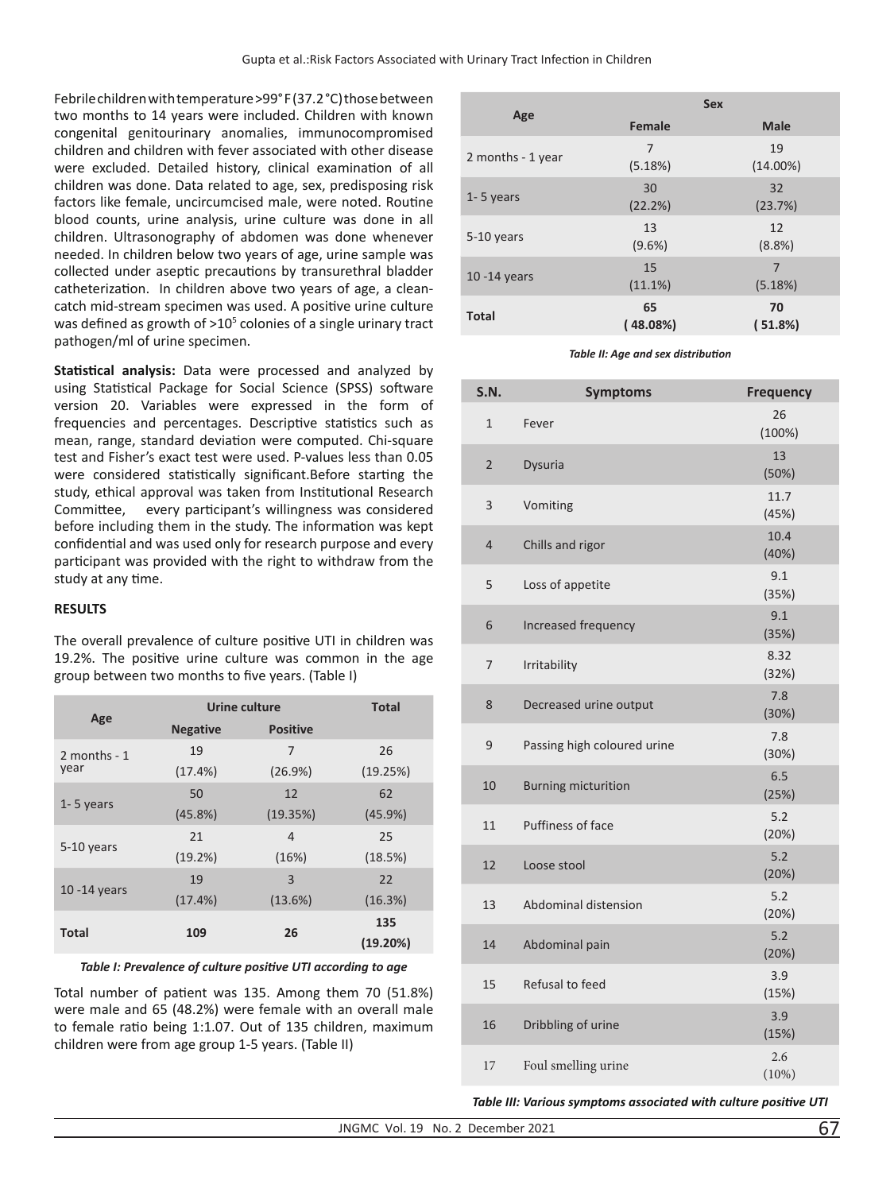Febrile children with temperature >99°F (37.2°C) those between two months to 14 years were included. Children with known congenital genitourinary anomalies, immunocompromised children and children with fever associated with other disease were excluded. Detailed history, clinical examination of all children was done. Data related to age, sex, predisposing risk factors like female, uncircumcised male, were noted. Routine blood counts, urine analysis, urine culture was done in all children. Ultrasonography of abdomen was done whenever needed. In children below two years of age, urine sample was collected under aseptic precautions by transurethral bladder catheterization. In children above two years of age, a clean-catch mid-stream specimen was used. A positive urine culture was defined as growth of $>10^5$ colonies of a single urinary tract pathogen/ml of urine specimen.

**Statistical analysis:** Data were processed and analyzed by using Statistical Package for Social Science (SPSS) software version 20. Variables were expressed in the form of frequencies and percentages. Descriptive statistics such as mean, range, standard deviation were computed. Chi-square test and Fisher's exact test were used. P-values less than 0.05 were considered statistically significant.Before starting the study, ethical approval was taken from Institutional Research Committee, every participant's willingness was considered before including them in the study. The information was kept confidential and was used only for research purpose and every participant was provided with the right to withdraw from the study at any time.

## RESULTS

The overall prevalence of culture positive UTI in children was 19.2%. The positive urine culture was common in the age group between two months to five years. (Table I)

| Age | Urine culture | | Total |
|---|---|---|---|
| | Negative | Positive | |
| 2 months - 1 year | 19 (17.4%) | 7 (26.9%) | 26 (19.25%) |
| 1- 5 years | 50 (45.8%) | 12 (19.35%) | 62 (45.9%) |
| 5-10 years | 21 (19.2%) | 4 (16%) | 25 (18.5%) |
| 10 -14 years | 19 (17.4%) | 3 (13.6%) | 22 (16.3%) |
| **Total** | **109** | **26** | **135 (19.20%)** |

*Table I: Prevalence of culture positive UTI according to age*

Total number of patient was 135. Among them 70 (51.8%) were male and 65 (48.2%) were female with an overall male to female ratio being 1:1.07. Out of 135 children, maximum children were from age group 1-5 years. (Table II)

| Age | Sex | |
|---|---|---|
| | Female | Male |
| 2 months - 1 year | 7 (5.18%) | 19 (14.00%) |
| 1- 5 years | 30 (22.2%) | 32 (23.7%) |
| 5-10 years | 13 (9.6%) | 12 (8.8%) |
| 10 -14 years | 15 (11.1%) | 7 (5.18%) |
| **Total** | **65 ( 48.08%)** | **70 ( 51.8%)** |

*Table II: Age and sex distribution*

| S.N. | Symptoms | Frequency |
|---|---|---|
| 1 | Fever | 26 (100%) |
| 2 | Dysuria | 13 (50%) |
| 3 | Vomiting | 11.7 (45%) |
| 4 | Chills and rigor | 10.4 (40%) |
| 5 | Loss of appetite | 9.1 (35%) |
| 6 | Increased frequency | 9.1 (35%) |
| 7 | Irritability | 8.32 (32%) |
| 8 | Decreased urine output | 7.8 (30%) |
| 9 | Passing high coloured urine | 7.8 (30%) |
| 10 | Burning micturition | 6.5 (25%) |
| 11 | Puffiness of face | 5.2 (20%) |
| 12 | Loose stool | 5.2 (20%) |
| 13 | Abdominal distension | 5.2 (20%) |
| 14 | Abdominal pain | 5.2 (20%) |
| 15 | Refusal to feed | 3.9 (15%) |
| 16 | Dribbling of urine | 3.9 (15%) |
| 17 | Foul smelling urine | 2.6 (10%) |

*Table III: Various symptoms associated with culture positive UTI*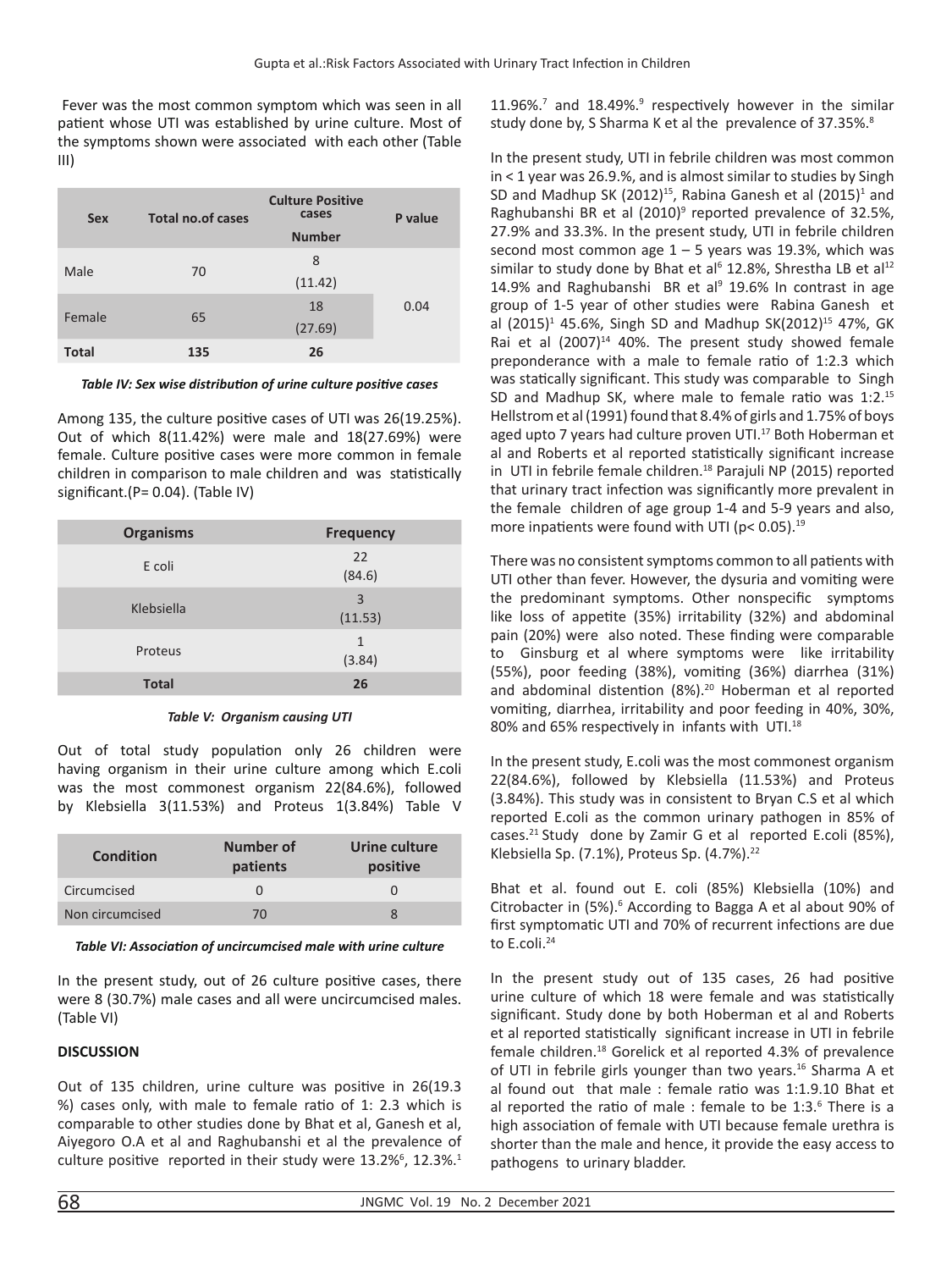Fever was the most common symptom which was seen in all patient whose UTI was established by urine culture. Most of the symptoms shown were associated with each other (Table III)

| Sex | Total no.of cases | Culture Positive cases | P value |
|---|---|---|---|
| | | Number | |
| Male | 70 | 8 (11.42) | 0.04 |
| Female | 65 | 18 (27.69) | |
| Total | 135 | 26 | |

***Table IV: Sex wise distribution of urine culture positive cases***

Among 135, the culture positive cases of UTI was 26(19.25%). Out of which 8(11.42%) were male and 18(27.69%) were female. Culture positive cases were more common in female children in comparison to male children and was statistically significant.(P= 0.04). (Table IV)

| Organisms | Frequency |
|---|---|
| E coli | 22 (84.6) |
| Klebsiella | 3 (11.53) |
| Proteus | 1 (3.84) |
| Total | 26 |

***Table V: Organism causing UTI***

Out of total study population only 26 children were having organism in their urine culture among which E.coli was the most commonest organism 22(84.6%), followed by Klebsiella 3(11.53%) and Proteus 1(3.84%) Table V

| Condition | Number of patients | Urine culture positive |
|---|---|---|
| Circumcised | 0 | 0 |
| Non circumcised | 70 | 8 |

***Table VI: Association of uncircumcised male with urine culture***

In the present study, out of 26 culture positive cases, there were 8 (30.7%) male cases and all were uncircumcised males. (Table VI)

## DISCUSSION

Out of 135 children, urine culture was positive in 26(19.3 %) cases only, with male to female ratio of 1: 2.3 which is comparable to other studies done by Bhat et al, Ganesh et al, Aiyegoro O.A et al and Raghubanshi et al the prevalence of culture positive reported in their study were 13.2%[6], 12.3%.[1] 11.96%.[7] and 18.49%.[9] respectively however in the similar study done by, S Sharma K et al the prevalence of 37.35%.[8]

In the present study, UTI in febrile children was most common in < 1 year was 26.9.%, and is almost similar to studies by Singh SD and Madhup SK (2012)[15], Rabina Ganesh et al (2015)[1] and Raghubanshi BR et al (2010)[9] reported prevalence of 32.5%, 27.9% and 33.3%. In the present study, UTI in febrile children second most common age 1 – 5 years was 19.3%, which was similar to study done by Bhat et al[6] 12.8%, Shrestha LB et al[12] 14.9% and Raghubanshi BR et al[9] 19.6% In contrast in age group of 1-5 year of other studies were Rabina Ganesh et al (2015)[1] 45.6%, Singh SD and Madhup SK(2012)[15] 47%, GK Rai et al (2007)[14] 40%. The present study showed female preponderance with a male to female ratio of 1:2.3 which was statically significant. This study was comparable to Singh SD and Madhup SK, where male to female ratio was 1:2.[15] Hellstrom et al (1991) found that 8.4% of girls and 1.75% of boys aged upto 7 years had culture proven UTI.[17] Both Hoberman et al and Roberts et al reported statistically significant increase in UTI in febrile female children.[18] Parajuli NP (2015) reported that urinary tract infection was significantly more prevalent in the female children of age group 1-4 and 5-9 years and also, more inpatients were found with UTI ($p < 0.05$).[19]

There was no consistent symptoms common to all patients with UTI other than fever. However, the dysuria and vomiting were the predominant symptoms. Other nonspecific symptoms like loss of appetite (35%) irritability (32%) and abdominal pain (20%) were also noted. These finding were comparable to Ginsburg et al where symptoms were like irritability (55%), poor feeding (38%), vomiting (36%) diarrhea (31%) and abdominal distention (8%).[20] Hoberman et al reported vomiting, diarrhea, irritability and poor feeding in 40%, 30%, 80% and 65% respectively in infants with UTI.[18]

In the present study, E.coli was the most commonest organism 22(84.6%), followed by Klebsiella (11.53%) and Proteus (3.84%). This study was in consistent to Bryan C.S et al which reported E.coli as the common urinary pathogen in 85% of cases.[21] Study done by Zamir G et al reported E.coli (85%), Klebsiella Sp. (7.1%), Proteus Sp. (4.7%).[22]

Bhat et al. found out E. coli (85%) Klebsiella (10%) and Citrobacter in (5%).[6] According to Bagga A et al about 90% of first symptomatic UTI and 70% of recurrent infections are due to E.coli.[24]

In the present study out of 135 cases, 26 had positive urine culture of which 18 were female and was statistically significant. Study done by both Hoberman et al and Roberts et al reported statistically significant increase in UTI in febrile female children.[18] Gorelick et al reported 4.3% of prevalence of UTI in febrile girls younger than two years.[16] Sharma A et al found out that male : female ratio was 1:1.9.10 Bhat et al reported the ratio of male : female to be 1:3.[6] There is a high association of female with UTI because female urethra is shorter than the male and hence, it provide the easy access to pathogens to urinary bladder.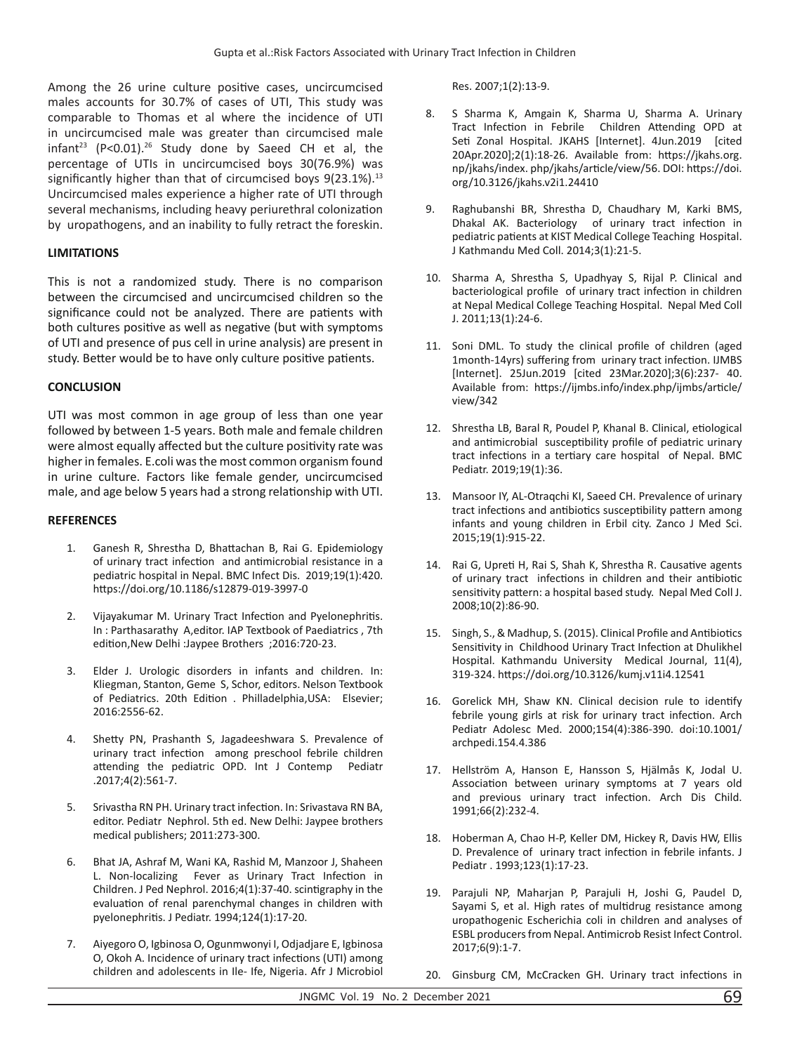Among the 26 urine culture positive cases, uncircumcised males accounts for 30.7% of cases of UTI, This study was comparable to Thomas et al where the incidence of UTI in uncircumcised male was greater than circumcised male infant[23] (P<0.01).[26] Study done by Saeed CH et al, the percentage of UTIs in uncircumcised boys 30(76.9%) was significantly higher than that of circumcised boys 9(23.1%).[13] Uncircumcised males experience a higher rate of UTI through several mechanisms, including heavy periurethral colonization by uropathogens, and an inability to fully retract the foreskin.

## LIMITATIONS

This is not a randomized study. There is no comparison between the circumcised and uncircumcised children so the significance could not be analyzed. There are patients with both cultures positive as well as negative (but with symptoms of UTI and presence of pus cell in urine analysis) are present in study. Better would be to have only culture positive patients.

## CONCLUSION

UTI was most common in age group of less than one year followed by between 1-5 years. Both male and female children were almost equally affected but the culture positivity rate was higher in females. E.coli was the most common organism found in urine culture. Factors like female gender, uncircumcised male, and age below 5 years had a strong relationship with UTI.

## REFERENCES

1. Ganesh R, Shrestha D, Bhattachan B, Rai G. Epidemiology of urinary tract infection and antimicrobial resistance in a pediatric hospital in Nepal. BMC Infect Dis. 2019;19(1):420. https://doi.org/10.1186/s12879-019-3997-0
2. Vijayakumar M. Urinary Tract Infection and Pyelonephritis. In : Parthasarathy A,editor. IAP Textbook of Paediatrics , 7th edition,New Delhi :Jaypee Brothers ;2016:720-23.
3. Elder J. Urologic disorders in infants and children. In: Kliegman, Stanton, Geme S, Schor, editors. Nelson Textbook of Pediatrics. 20th Edition . Philladelphia,USA: Elsevier; 2016:2556-62.
4. Shetty PN, Prashanth S, Jagadeeshwara S. Prevalence of urinary tract infection among preschool febrile children attending the pediatric OPD. Int J Contemp Pediatr .2017;4(2):561-7.
5. Srivastha RN PH. Urinary tract infection. In: Srivastava RN BA, editor. Pediatr Nephrol. 5th ed. New Delhi: Jaypee brothers medical publishers; 2011:273-300.
6. Bhat JA, Ashraf M, Wani KA, Rashid M, Manzoor J, Shaheen L. Non-localizing Fever as Urinary Tract Infection in Children. J Ped Nephrol. 2016;4(1):37-40. scintigraphy in the evaluation of renal parenchymal changes in children with pyelonephritis. J Pediatr. 1994;124(1):17-20.
7. Aiyegoro O, Igbinosa O, Ogunmwonyi I, Odjadjare E, Igbinosa O, Okoh A. Incidence of urinary tract infections (UTI) among children and adolescents in Ile- Ife, Nigeria. Afr J Microbiol Res. 2007;1(2):13-9.
8. S Sharma K, Amgain K, Sharma U, Sharma A. Urinary Tract Infection in Febrile Children Attending OPD at Seti Zonal Hospital. JKAHS [Internet]. 4Jun.2019 [cited 20Apr.2020];2(1):18-26. Available from: https://jkahs.org.np/jkahs/index. php/jkahs/article/view/56. DOI: https://doi.org/10.3126/jkahs.v2i1.24410
9. Raghubanshi BR, Shrestha D, Chaudhary M, Karki BMS, Dhakal AK. Bacteriology of urinary tract infection in pediatric patients at KIST Medical College Teaching Hospital. J Kathmandu Med Coll. 2014;3(1):21-5.
10. Sharma A, Shrestha S, Upadhyay S, Rijal P. Clinical and bacteriological profile of urinary tract infection in children at Nepal Medical College Teaching Hospital. Nepal Med Coll J. 2011;13(1):24-6.
11. Soni DML. To study the clinical profile of children (aged 1month-14yrs) suffering from urinary tract infection. IJMBS [Internet]. 25Jun.2019 [cited 23Mar.2020];3(6):237- 40. Available from: https://ijmbs.info/index.php/ijmbs/article/view/342
12. Shrestha LB, Baral R, Poudel P, Khanal B. Clinical, etiological and antimicrobial susceptibility profile of pediatric urinary tract infections in a tertiary care hospital of Nepal. BMC Pediatr. 2019;19(1):36.
13. Mansoor IY, AL-Otraqchi KI, Saeed CH. Prevalence of urinary tract infections and antibiotics susceptibility pattern among infants and young children in Erbil city. Zanco J Med Sci. 2015;19(1):915-22.
14. Rai G, Upreti H, Rai S, Shah K, Shrestha R. Causative agents of urinary tract infections in children and their antibiotic sensitivity pattern: a hospital based study. Nepal Med Coll J. 2008;10(2):86-90.
15. Singh, S., & Madhup, S. (2015). Clinical Profile and Antibiotics Sensitivity in Childhood Urinary Tract Infection at Dhulikhel Hospital. Kathmandu University Medical Journal, 11(4), 319-324. https://doi.org/10.3126/kumj.v11i4.12541
16. Gorelick MH, Shaw KN. Clinical decision rule to identify febrile young girls at risk for urinary tract infection. Arch Pediatr Adolesc Med. 2000;154(4):386-390. doi:10.1001/archpedi.154.4.386
17. Hellström A, Hanson E, Hansson S, Hjälmås K, Jodal U. Association between urinary symptoms at 7 years old and previous urinary tract infection. Arch Dis Child. 1991;66(2):232-4.
18. Hoberman A, Chao H-P, Keller DM, Hickey R, Davis HW, Ellis D. Prevalence of urinary tract infection in febrile infants. J Pediatr . 1993;123(1):17-23.
19. Parajuli NP, Maharjan P, Parajuli H, Joshi G, Paudel D, Sayami S, et al. High rates of multidrug resistance among uropathogenic Escherichia coli in children and analyses of ESBL producers from Nepal. Antimicrob Resist Infect Control. 2017;6(9):1-7.
20. Ginsburg CM, McCracken GH. Urinary tract infections in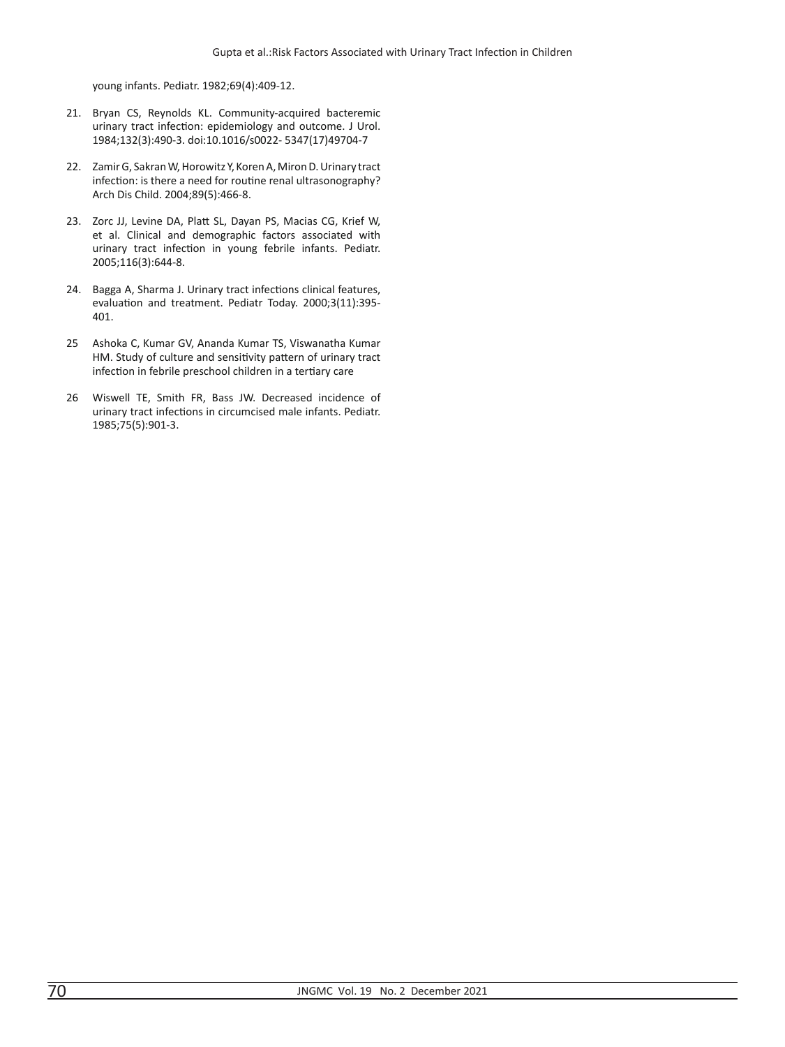young infants. Pediatr. 1982;69(4):409-12.

21. Bryan CS, Reynolds KL. Community-acquired bacteremic urinary tract infection: epidemiology and outcome. J Urol. 1984;132(3):490-3. doi:10.1016/s0022- 5347(17)49704-7

22. Zamir G, Sakran W, Horowitz Y, Koren A, Miron D. Urinary tract infection: is there a need for routine renal ultrasonography? Arch Dis Child. 2004;89(5):466-8.

23. Zorc JJ, Levine DA, Platt SL, Dayan PS, Macias CG, Krief W, et al. Clinical and demographic factors associated with urinary tract infection in young febrile infants. Pediatr. 2005;116(3):644-8.

24. Bagga A, Sharma J. Urinary tract infections clinical features, evaluation and treatment. Pediatr Today. 2000;3(11):395-401.

25 Ashoka C, Kumar GV, Ananda Kumar TS, Viswanatha Kumar HM. Study of culture and sensitivity pattern of urinary tract infection in febrile preschool children in a tertiary care

26 Wiswell TE, Smith FR, Bass JW. Decreased incidence of urinary tract infections in circumcised male infants. Pediatr. 1985;75(5):901-3.